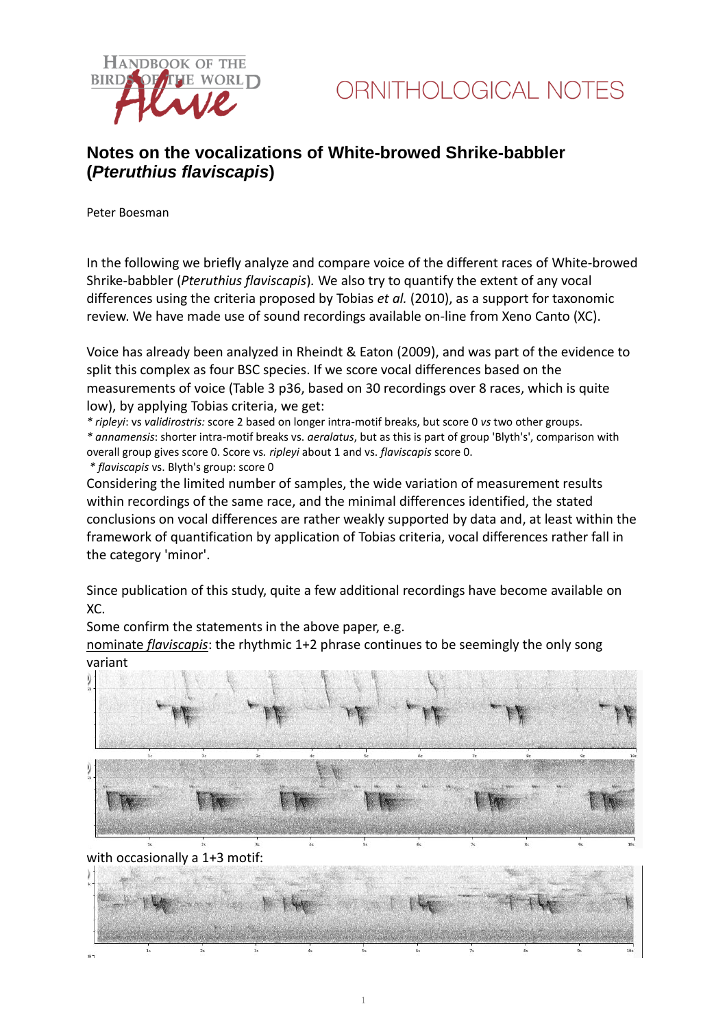# Notes on the vocalizations of White-browed Shrike-babbler (*Pteruthius flaviscapis*)

Peter Boesman

In the following we briefly analyze and compare voice of the different races of White-browed Shrike-babbler (*Pteruthius flaviscapis*). We also try to quantify the extent of any vocal differences using the criteria proposed by Tobias *et al.* (2010), as a support for taxonomic review. We have made use of sound recordings available on-line from Xeno Canto (XC).

Voice has already been analyzed in Rheindt & Eaton (2009), and was part of the evidence to split this complex as four BSC species. If we score vocal differences based on the measurements of voice (Table 3 p36, based on 30 recordings over 8 races, which is quite low), by applying Tobias criteria, we get:

* *ripleyi*: vs *validirostris:* score 2 based on longer intra-motif breaks, but score 0 *vs* two other groups.
* *annamensis*: shorter intra-motif breaks vs. *aeralatus*, but as this is part of group 'Blyth's', comparison with overall group gives score 0. Score vs. *ripleyi* about 1 and vs. *flaviscapis* score 0.
* *flaviscapis* vs. Blyth's group: score 0

Considering the limited number of samples, the wide variation of measurement results within recordings of the same race, and the minimal differences identified, the stated conclusions on vocal differences are rather weakly supported by data and, at least within the framework of quantification by application of Tobias criteria, vocal differences rather fall in the category 'minor'.

Since publication of this study, quite a few additional recordings have become available on XC.

Some confirm the statements in the above paper, e.g.

nominate *flaviscapis*: the rhythmic 1+2 phrase continues to be seemingly the only song variant

with occasionally a 1+3 motif: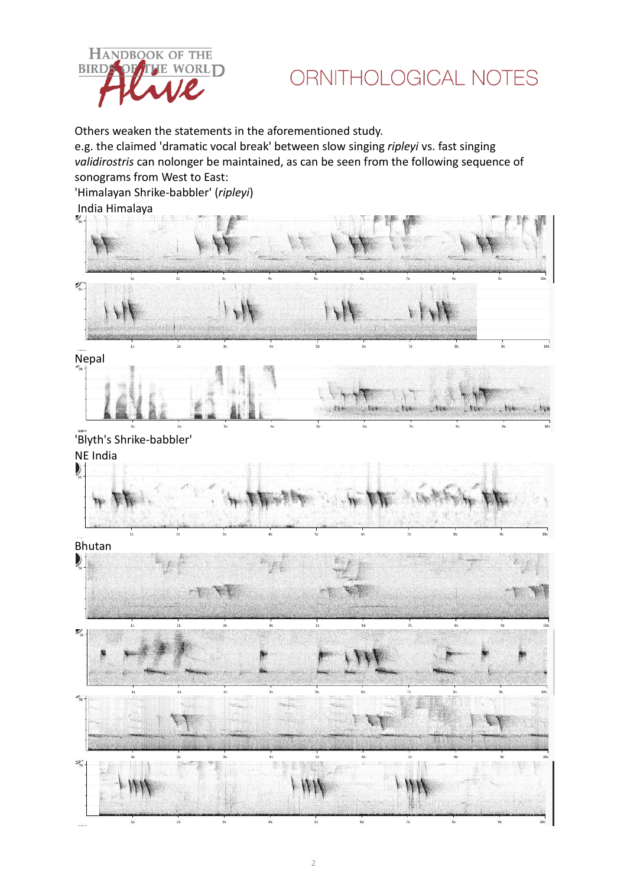Others weaken the statements in the aforementioned study.
e.g. the claimed 'dramatic vocal break' between slow singing *ripleyi* vs. fast singing *validirostris* can nolonger be maintained, as can be seen from the following sequence of sonograms from West to East:

'Himalayan Shrike-babbler' (*ripleyi*)

India Himalaya

Nepal

'Blyth's Shrike-babbler'

NE India

Bhutan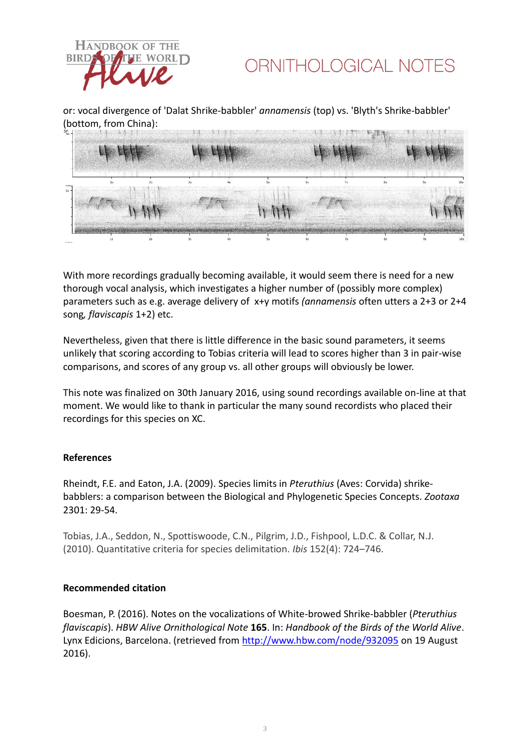or: vocal divergence of 'Dalat Shrike-babbler' *annamensis* (top) vs. 'Blyth's Shrike-babbler' (bottom, from China):

With more recordings gradually becoming available, it would seem there is need for a new thorough vocal analysis, which investigates a higher number of (possibly more complex) parameters such as e.g. average delivery of x+y motifs *(annamensis* often utters a 2+3 or 2+4 song, *flaviscapis* 1+2) etc.

Nevertheless, given that there is little difference in the basic sound parameters, it seems unlikely that scoring according to Tobias criteria will lead to scores higher than 3 in pair-wise comparisons, and scores of any group vs. all other groups will obviously be lower.

This note was finalized on 30th January 2016, using sound recordings available on-line at that moment. We would like to thank in particular the many sound recordists who placed their recordings for this species on XC.

**References**

Rheindt, F.E. and Eaton, J.A. (2009). Species limits in *Pteruthius* (Aves: Corvida) shrike-babblers: a comparison between the Biological and Phylogenetic Species Concepts. *Zootaxa* 2301: 29-54.

Tobias, J.A., Seddon, N., Spottiswoode, C.N., Pilgrim, J.D., Fishpool, L.D.C. & Collar, N.J. (2010). Quantitative criteria for species delimitation. *Ibis* 152(4): 724–746.

**Recommended citation**

Boesman, P. (2016). Notes on the vocalizations of White-browed Shrike-babbler (*Pteruthius flaviscapis*). *HBW Alive Ornithological Note* **165**. In: *Handbook of the Birds of the World Alive*. Lynx Edicions, Barcelona. (retrieved from http://www.hbw.com/node/932095 on 19 August 2016).